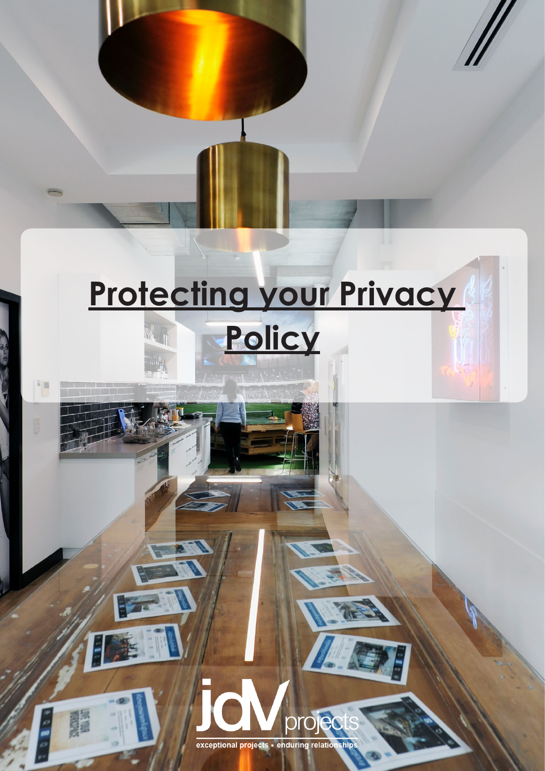# Protecting your Privacy Policy

jdV projects

exceptional projects • enduring relationships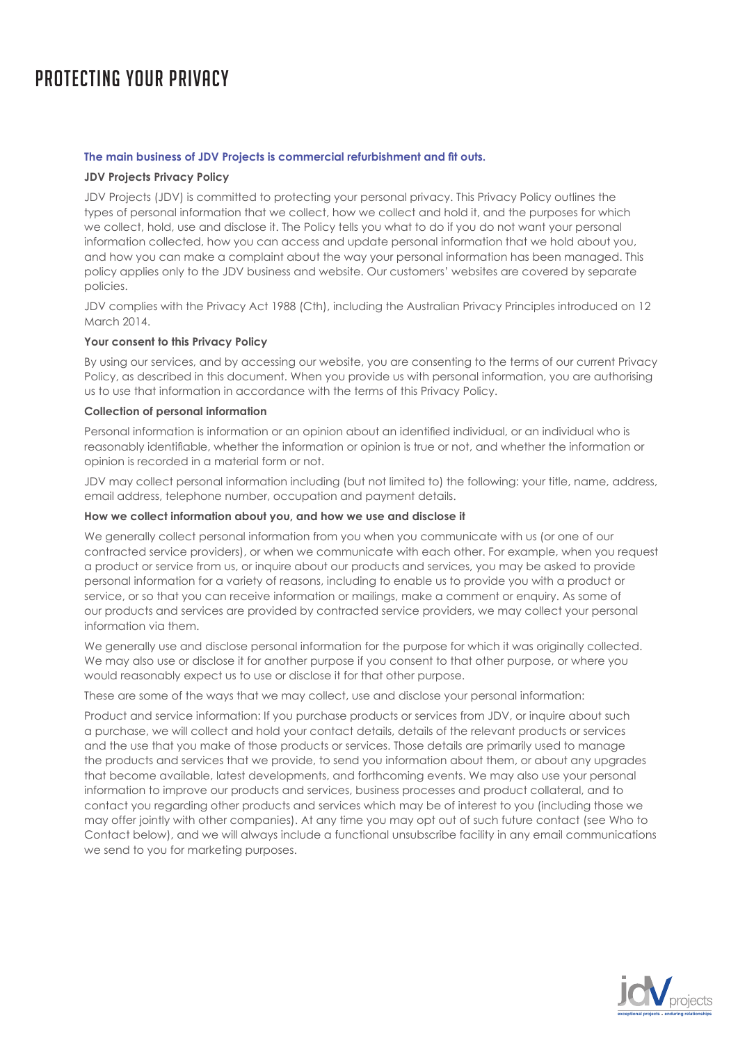# PROTECTING YOUR PRIVACY

**The main business of JDV Projects is commercial refurbishment and fit outs.**

**JDV Projects Privacy Policy**

JDV Projects (JDV) is committed to protecting your personal privacy. This Privacy Policy outlines the types of personal information that we collect, how we collect and hold it, and the purposes for which we collect, hold, use and disclose it. The Policy tells you what to do if you do not want your personal information collected, how you can access and update personal information that we hold about you, and how you can make a complaint about the way your personal information has been managed. This policy applies only to the JDV business and website. Our customers' websites are covered by separate policies.

JDV complies with the Privacy Act 1988 (Cth), including the Australian Privacy Principles introduced on 12 March 2014.

**Your consent to this Privacy Policy**

By using our services, and by accessing our website, you are consenting to the terms of our current Privacy Policy, as described in this document. When you provide us with personal information, you are authorising us to use that information in accordance with the terms of this Privacy Policy.

**Collection of personal information**

Personal information is information or an opinion about an identified individual, or an individual who is reasonably identifiable, whether the information or opinion is true or not, and whether the information or opinion is recorded in a material form or not.

JDV may collect personal information including (but not limited to) the following: your title, name, address, email address, telephone number, occupation and payment details.

**How we collect information about you, and how we use and disclose it**

We generally collect personal information from you when you communicate with us (or one of our contracted service providers), or when we communicate with each other. For example, when you request a product or service from us, or inquire about our products and services, you may be asked to provide personal information for a variety of reasons, including to enable us to provide you with a product or service, or so that you can receive information or mailings, make a comment or enquiry. As some of our products and services are provided by contracted service providers, we may collect your personal information via them.

We generally use and disclose personal information for the purpose for which it was originally collected. We may also use or disclose it for another purpose if you consent to that other purpose, or where you would reasonably expect us to use or disclose it for that other purpose.

These are some of the ways that we may collect, use and disclose your personal information:

Product and service information: If you purchase products or services from JDV, or inquire about such a purchase, we will collect and hold your contact details, details of the relevant products or services and the use that you make of those products or services. Those details are primarily used to manage the products and services that we provide, to send you information about them, or about any upgrades that become available, latest developments, and forthcoming events. We may also use your personal information to improve our products and services, business processes and product collateral, and to contact you regarding other products and services which may be of interest to you (including those we may offer jointly with other companies). At any time you may opt out of such future contact (see Who to Contact below), and we will always include a functional unsubscribe facility in any email communications we send to you for marketing purposes.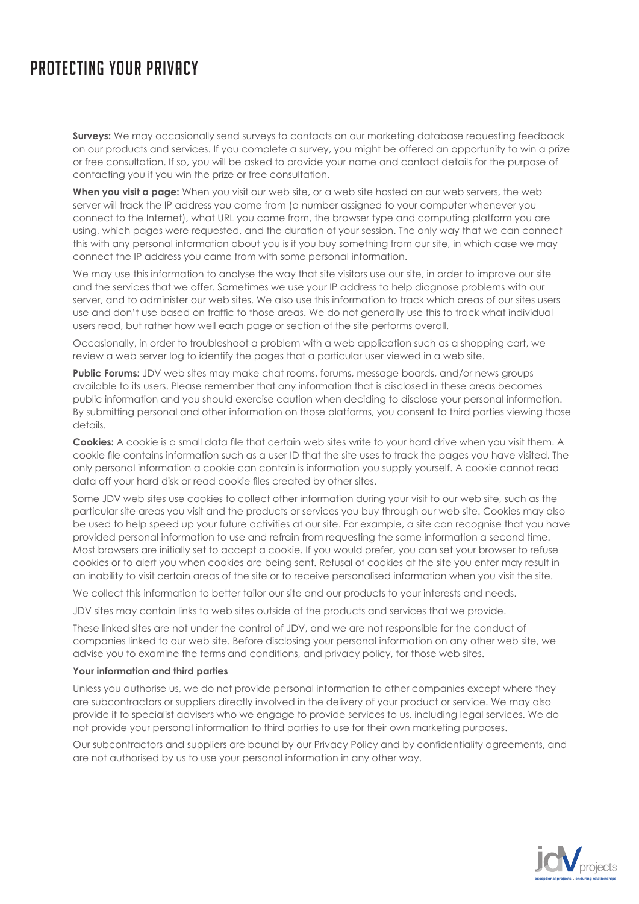# PROTECTING YOUR PRIVACY

**Surveys:** We may occasionally send surveys to contacts on our marketing database requesting feedback on our products and services. If you complete a survey, you might be offered an opportunity to win a prize or free consultation. If so, you will be asked to provide your name and contact details for the purpose of contacting you if you win the prize or free consultation.

**When you visit a page:** When you visit our web site, or a web site hosted on our web servers, the web server will track the IP address you come from (a number assigned to your computer whenever you connect to the Internet), what URL you came from, the browser type and computing platform you are using, which pages were requested, and the duration of your session. The only way that we can connect this with any personal information about you is if you buy something from our site, in which case we may connect the IP address you came from with some personal information.

We may use this information to analyse the way that site visitors use our site, in order to improve our site and the services that we offer. Sometimes we use your IP address to help diagnose problems with our server, and to administer our web sites. We also use this information to track which areas of our sites users use and don't use based on traffic to those areas. We do not generally use this to track what individual users read, but rather how well each page or section of the site performs overall.

Occasionally, in order to troubleshoot a problem with a web application such as a shopping cart, we review a web server log to identify the pages that a particular user viewed in a web site.

**Public Forums:** JDV web sites may make chat rooms, forums, message boards, and/or news groups available to its users. Please remember that any information that is disclosed in these areas becomes public information and you should exercise caution when deciding to disclose your personal information. By submitting personal and other information on those platforms, you consent to third parties viewing those details.

**Cookies:** A cookie is a small data file that certain web sites write to your hard drive when you visit them. A cookie file contains information such as a user ID that the site uses to track the pages you have visited. The only personal information a cookie can contain is information you supply yourself. A cookie cannot read data off your hard disk or read cookie files created by other sites.

Some JDV web sites use cookies to collect other information during your visit to our web site, such as the particular site areas you visit and the products or services you buy through our web site. Cookies may also be used to help speed up your future activities at our site. For example, a site can recognise that you have provided personal information to use and refrain from requesting the same information a second time. Most browsers are initially set to accept a cookie. If you would prefer, you can set your browser to refuse cookies or to alert you when cookies are being sent. Refusal of cookies at the site you enter may result in an inability to visit certain areas of the site or to receive personalised information when you visit the site.

We collect this information to better tailor our site and our products to your interests and needs.

JDV sites may contain links to web sites outside of the products and services that we provide.

These linked sites are not under the control of JDV, and we are not responsible for the conduct of companies linked to our web site. Before disclosing your personal information on any other web site, we advise you to examine the terms and conditions, and privacy policy, for those web sites.

**Your information and third parties**

Unless you authorise us, we do not provide personal information to other companies except where they are subcontractors or suppliers directly involved in the delivery of your product or service. We may also provide it to specialist advisers who we engage to provide services to us, including legal services. We do not provide your personal information to third parties to use for their own marketing purposes.

Our subcontractors and suppliers are bound by our Privacy Policy and by confidentiality agreements, and are not authorised by us to use your personal information in any other way.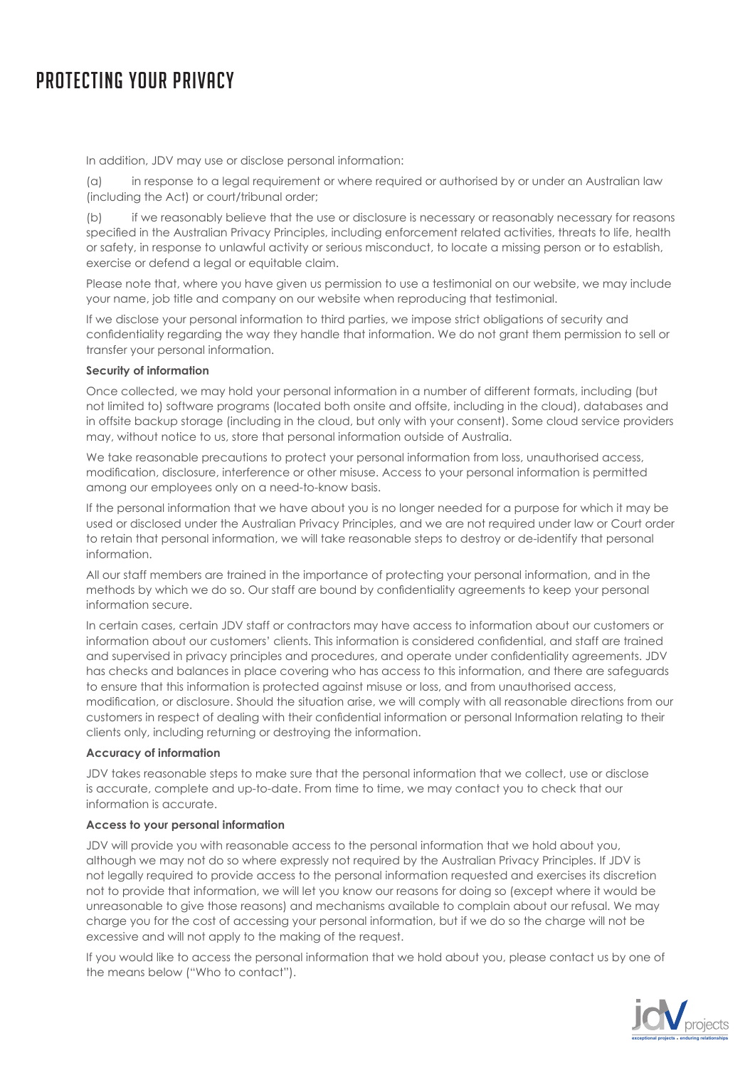# PROTECTING YOUR PRIVACY

In addition, JDV may use or disclose personal information:

(a) in response to a legal requirement or where required or authorised by or under an Australian law (including the Act) or court/tribunal order;

(b) if we reasonably believe that the use or disclosure is necessary or reasonably necessary for reasons specified in the Australian Privacy Principles, including enforcement related activities, threats to life, health or safety, in response to unlawful activity or serious misconduct, to locate a missing person or to establish, exercise or defend a legal or equitable claim.

Please note that, where you have given us permission to use a testimonial on our website, we may include your name, job title and company on our website when reproducing that testimonial.

If we disclose your personal information to third parties, we impose strict obligations of security and confidentiality regarding the way they handle that information. We do not grant them permission to sell or transfer your personal information.

**Security of information**

Once collected, we may hold your personal information in a number of different formats, including (but not limited to) software programs (located both onsite and offsite, including in the cloud), databases and in offsite backup storage (including in the cloud, but only with your consent). Some cloud service providers may, without notice to us, store that personal information outside of Australia.

We take reasonable precautions to protect your personal information from loss, unauthorised access, modification, disclosure, interference or other misuse. Access to your personal information is permitted among our employees only on a need-to-know basis.

If the personal information that we have about you is no longer needed for a purpose for which it may be used or disclosed under the Australian Privacy Principles, and we are not required under law or Court order to retain that personal information, we will take reasonable steps to destroy or de-identify that personal information.

All our staff members are trained in the importance of protecting your personal information, and in the methods by which we do so. Our staff are bound by confidentiality agreements to keep your personal information secure.

In certain cases, certain JDV staff or contractors may have access to information about our customers or information about our customers' clients. This information is considered confidential, and staff are trained and supervised in privacy principles and procedures, and operate under confidentiality agreements. JDV has checks and balances in place covering who has access to this information, and there are safeguards to ensure that this information is protected against misuse or loss, and from unauthorised access, modification, or disclosure. Should the situation arise, we will comply with all reasonable directions from our customers in respect of dealing with their confidential information or personal Information relating to their clients only, including returning or destroying the information.

**Accuracy of information**

JDV takes reasonable steps to make sure that the personal information that we collect, use or disclose is accurate, complete and up-to-date. From time to time, we may contact you to check that our information is accurate.

**Access to your personal information**

JDV will provide you with reasonable access to the personal information that we hold about you, although we may not do so where expressly not required by the Australian Privacy Principles. If JDV is not legally required to provide access to the personal information requested and exercises its discretion not to provide that information, we will let you know our reasons for doing so (except where it would be unreasonable to give those reasons) and mechanisms available to complain about our refusal. We may charge you for the cost of accessing your personal information, but if we do so the charge will not be excessive and will not apply to the making of the request.

If you would like to access the personal information that we hold about you, please contact us by one of the means below ("Who to contact").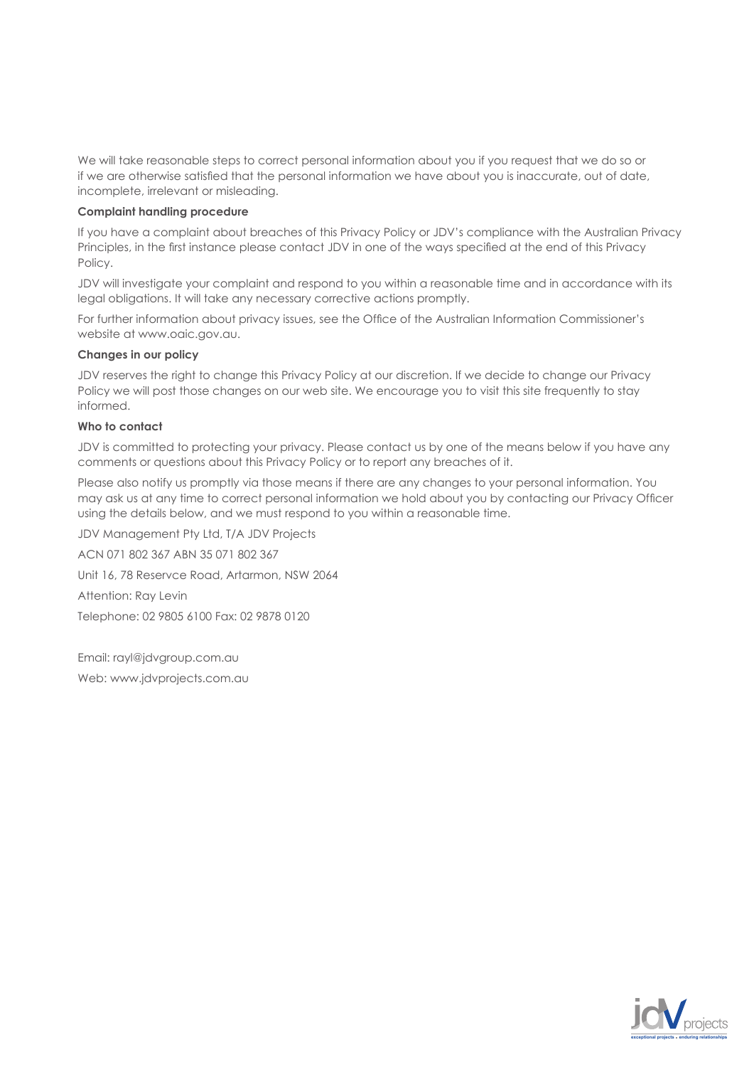We will take reasonable steps to correct personal information about you if you request that we do so or if we are otherwise satisfied that the personal information we have about you is inaccurate, out of date, incomplete, irrelevant or misleading.

**Complaint handling procedure**

If you have a complaint about breaches of this Privacy Policy or JDV's compliance with the Australian Privacy Principles, in the first instance please contact JDV in one of the ways specified at the end of this Privacy Policy.

JDV will investigate your complaint and respond to you within a reasonable time and in accordance with its legal obligations. It will take any necessary corrective actions promptly.

For further information about privacy issues, see the Office of the Australian Information Commissioner's website at www.oaic.gov.au.

**Changes in our policy**

JDV reserves the right to change this Privacy Policy at our discretion. If we decide to change our Privacy Policy we will post those changes on our web site. We encourage you to visit this site frequently to stay informed.

**Who to contact**

JDV is committed to protecting your privacy. Please contact us by one of the means below if you have any comments or questions about this Privacy Policy or to report any breaches of it.

Please also notify us promptly via those means if there are any changes to your personal information. You may ask us at any time to correct personal information we hold about you by contacting our Privacy Officer using the details below, and we must respond to you within a reasonable time.

JDV Management Pty Ltd, T/A JDV Projects

ACN 071 802 367 ABN 35 071 802 367

Unit 16, 78 Reservce Road, Artarmon, NSW 2064

Attention: Ray Levin

Telephone: 02 9805 6100 Fax: 02 9878 0120

Email: rayl@jdvgroup.com.au

Web: www.jdvprojects.com.au